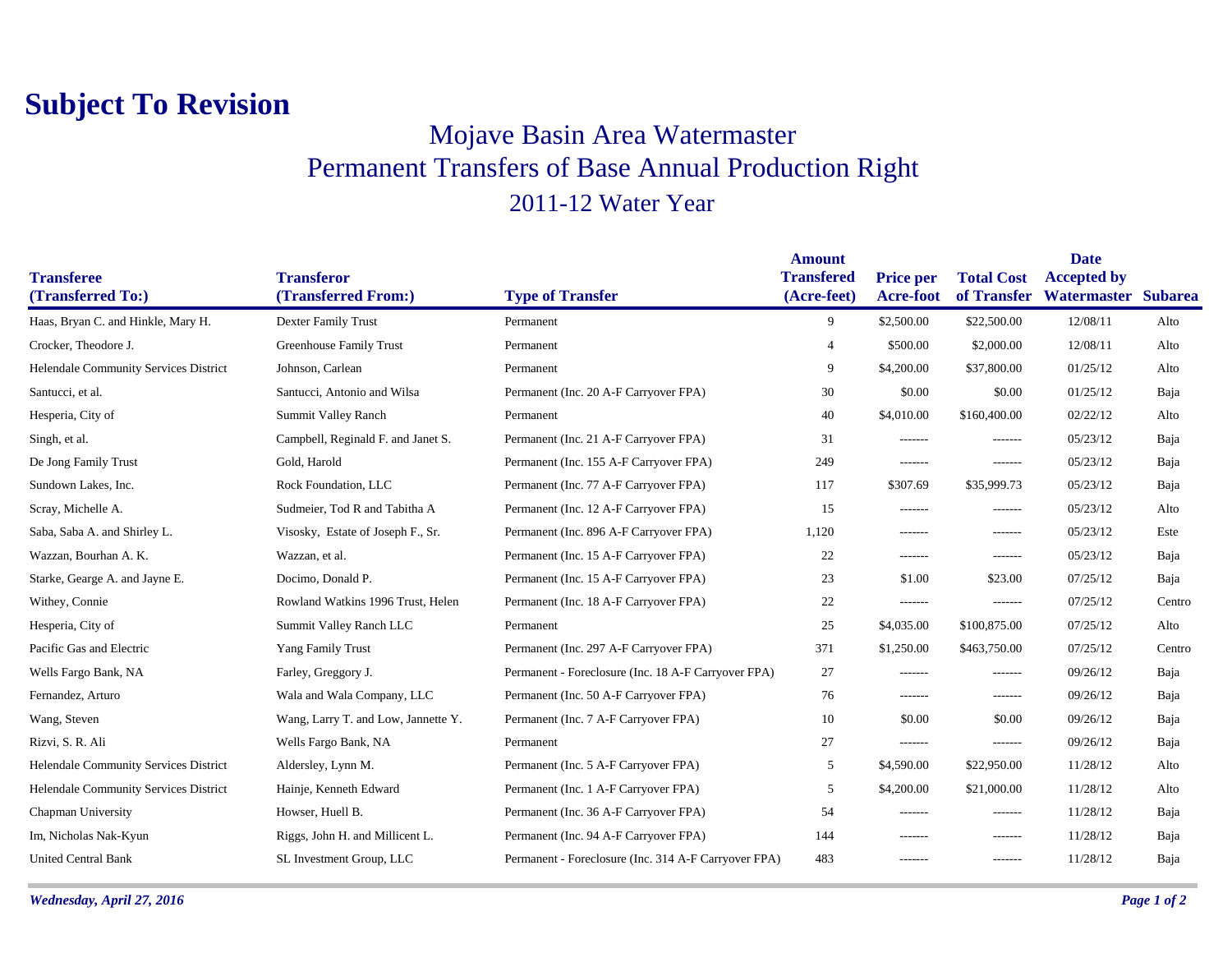# Subject To Revision

## Mojave Basin Area Watermaster
## Permanent Transfers of Base Annual Production Right
## 2011-12 Water Year

| Transferee (Transferred To:) | Transferor (Transferred From:) | Type of Transfer | Amount Transfered (Acre-feet) | Price per Acre-foot | Total Cost of Transfer | Date Accepted by Watermaster | Subarea |
|---|---|---|---|---|---|---|---|
| Haas, Bryan C. and Hinkle, Mary H. | Dexter Family Trust | Permanent | 9 | $2,500.00 | $22,500.00 | 12/08/11 | Alto |
| Crocker, Theodore J. | Greenhouse Family Trust | Permanent | 4 | $500.00 | $2,000.00 | 12/08/11 | Alto |
| Helendale Community Services District | Johnson, Carlean | Permanent | 9 | $4,200.00 | $37,800.00 | 01/25/12 | Alto |
| Santucci, et al. | Santucci, Antonio and Wilsa | Permanent (Inc. 20 A-F Carryover FPA) | 30 | $0.00 | $0.00 | 01/25/12 | Baja |
| Hesperia, City of | Summit Valley Ranch | Permanent | 40 | $4,010.00 | $160,400.00 | 02/22/12 | Alto |
| Singh, et al. | Campbell, Reginald F. and Janet S. | Permanent (Inc. 21 A-F Carryover FPA) | 31 | ------- | ------- | 05/23/12 | Baja |
| De Jong Family Trust | Gold, Harold | Permanent (Inc. 155 A-F Carryover FPA) | 249 | ------- | ------- | 05/23/12 | Baja |
| Sundown Lakes, Inc. | Rock Foundation, LLC | Permanent (Inc. 77 A-F Carryover FPA) | 117 | $307.69 | $35,999.73 | 05/23/12 | Baja |
| Scray, Michelle A. | Sudmeier, Tod R and Tabitha A | Permanent (Inc. 12 A-F Carryover FPA) | 15 | ------- | ------- | 05/23/12 | Alto |
| Saba, Saba A. and Shirley L. | Visosky, Estate of Joseph F., Sr. | Permanent (Inc. 896 A-F Carryover FPA) | 1,120 | ------- | ------- | 05/23/12 | Este |
| Wazzan, Bourhan A. K. | Wazzan, et al. | Permanent (Inc. 15 A-F Carryover FPA) | 22 | ------- | ------- | 05/23/12 | Baja |
| Starke, Gearge A. and Jayne E. | Docimo, Donald P. | Permanent (Inc. 15 A-F Carryover FPA) | 23 | $1.00 | $23.00 | 07/25/12 | Baja |
| Withey, Connie | Rowland Watkins 1996 Trust, Helen | Permanent (Inc. 18 A-F Carryover FPA) | 22 | ------- | ------- | 07/25/12 | Centro |
| Hesperia, City of | Summit Valley Ranch LLC | Permanent | 25 | $4,035.00 | $100,875.00 | 07/25/12 | Alto |
| Pacific Gas and Electric | Yang Family Trust | Permanent (Inc. 297 A-F Carryover FPA) | 371 | $1,250.00 | $463,750.00 | 07/25/12 | Centro |
| Wells Fargo Bank, NA | Farley, Greggory J. | Permanent - Foreclosure (Inc. 18 A-F Carryover FPA) | 27 | ------- | ------- | 09/26/12 | Baja |
| Fernandez, Arturo | Wala and Wala Company, LLC | Permanent (Inc. 50 A-F Carryover FPA) | 76 | ------- | ------- | 09/26/12 | Baja |
| Wang, Steven | Wang, Larry T. and Low, Jannette Y. | Permanent (Inc. 7 A-F Carryover FPA) | 10 | $0.00 | $0.00 | 09/26/12 | Baja |
| Rizvi, S. R. Ali | Wells Fargo Bank, NA | Permanent | 27 | ------- | ------- | 09/26/12 | Baja |
| Helendale Community Services District | Aldersley, Lynn M. | Permanent (Inc. 5 A-F Carryover FPA) | 5 | $4,590.00 | $22,950.00 | 11/28/12 | Alto |
| Helendale Community Services District | Hainje, Kenneth Edward | Permanent (Inc. 1 A-F Carryover FPA) | 5 | $4,200.00 | $21,000.00 | 11/28/12 | Alto |
| Chapman University | Howser, Huell B. | Permanent (Inc. 36 A-F Carryover FPA) | 54 | ------- | ------- | 11/28/12 | Baja |
| Im, Nicholas Nak-Kyun | Riggs, John H. and Millicent L. | Permanent (Inc. 94 A-F Carryover FPA) | 144 | ------- | ------- | 11/28/12 | Baja |
| United Central Bank | SL Investment Group, LLC | Permanent - Foreclosure (Inc. 314 A-F Carryover FPA) | 483 | ------- | ------- | 11/28/12 | Baja |

*Wednesday, April 27, 2016*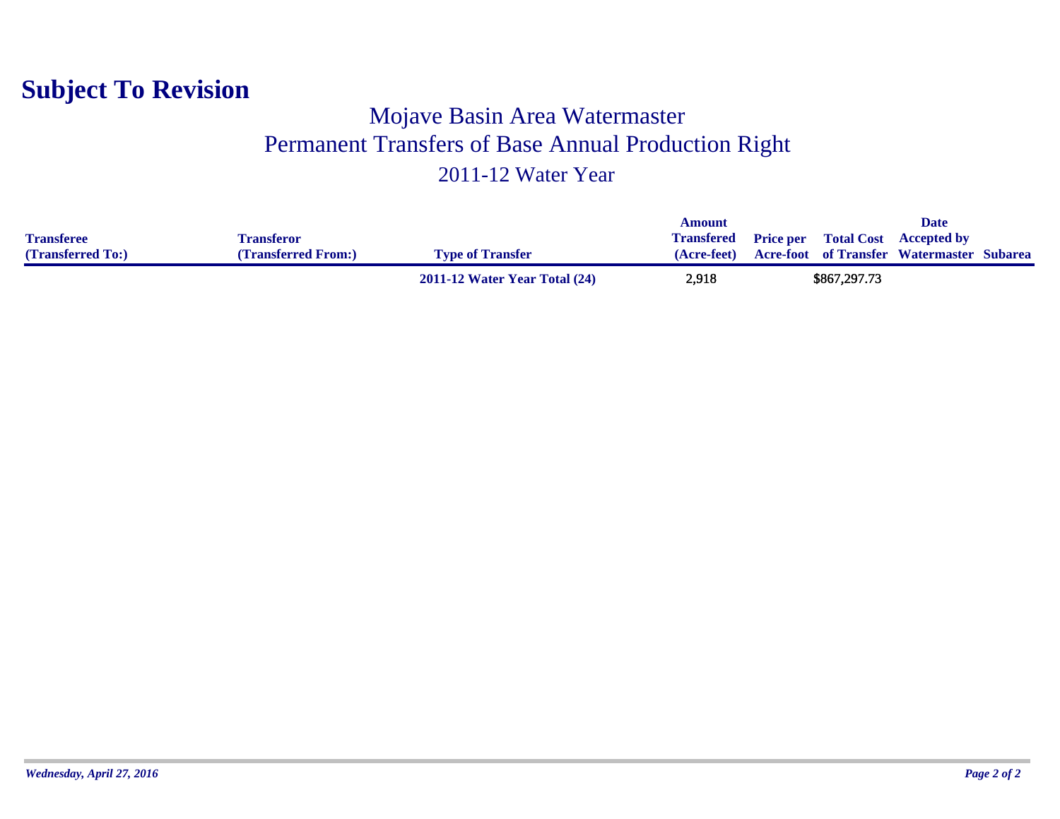**Subject To Revision**

# Mojave Basin Area Watermaster
## Permanent Transfers of Base Annual Production Right
## 2011-12 Water Year

| Transferee (Transferred To:) | Transferor (Transferred From:) | Type of Transfer | Amount Transfered (Acre-feet) | Price per Acre-foot | Total Cost of Transfer | Date Accepted by Watermaster | Subarea |
|---|---|---|---|---|---|---|---|
| | | **2011-12 Water Year Total (24)** | 2,918 | | $867,297.73 | | |

*Wednesday, April 27, 2016*